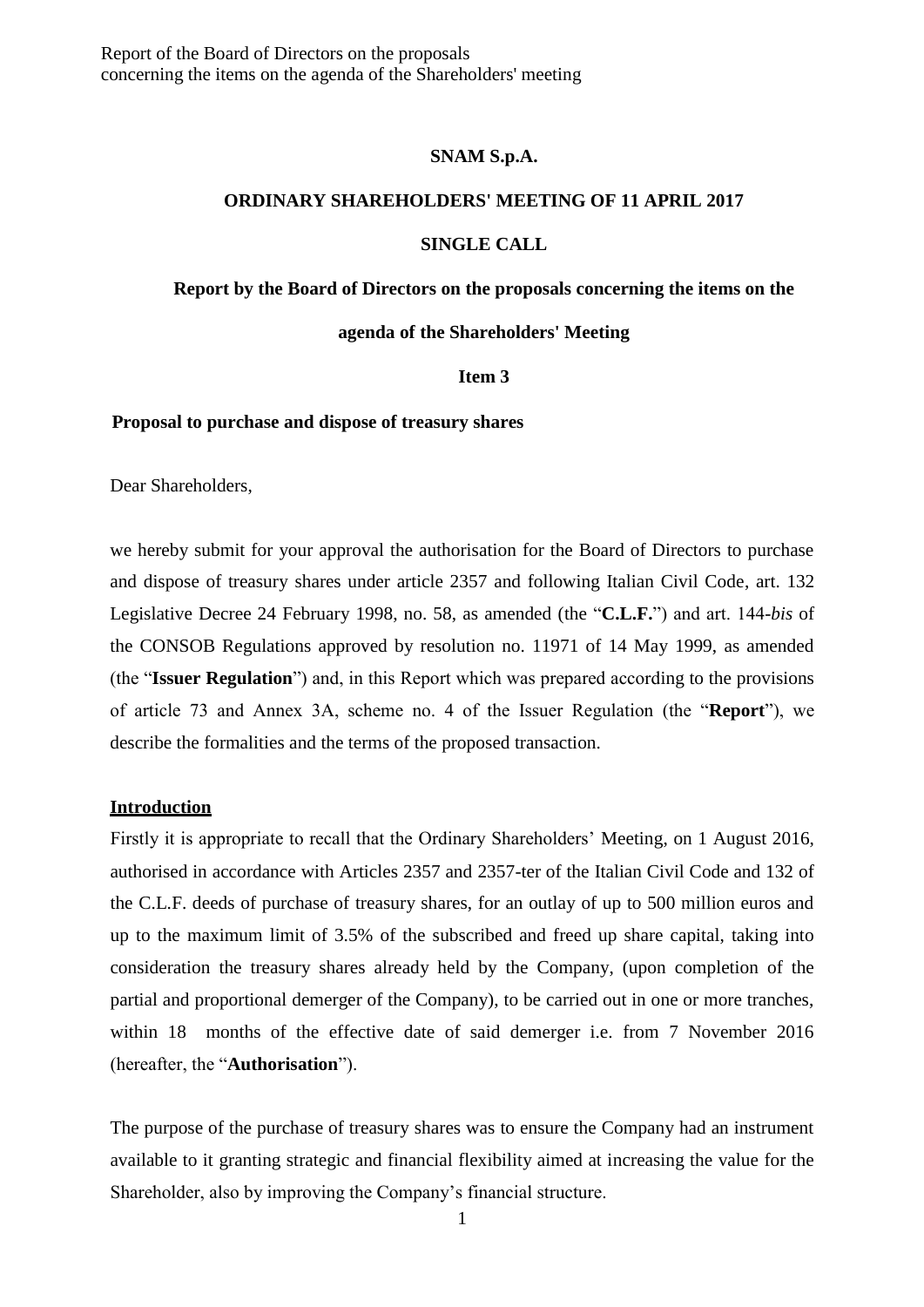**SNAM S.p.A.**

**ORDINARY SHAREHOLDERS' MEETING OF 11 APRIL 2017**

**SINGLE CALL**

**Report by the Board of Directors on the proposals concerning the items on the agenda of the Shareholders' Meeting**

**Item 3**

**Proposal to purchase and dispose of treasury shares**

Dear Shareholders,

we hereby submit for your approval the authorisation for the Board of Directors to purchase and dispose of treasury shares under article 2357 and following Italian Civil Code, art. 132 Legislative Decree 24 February 1998, no. 58, as amended (the "**C.L.F.**") and art. 144-*bis* of the CONSOB Regulations approved by resolution no. 11971 of 14 May 1999, as amended (the "**Issuer Regulation**") and, in this Report which was prepared according to the provisions of article 73 and Annex 3A, scheme no. 4 of the Issuer Regulation (the "**Report**"), we describe the formalities and the terms of the proposed transaction.

**<u>Introduction</u>**

Firstly it is appropriate to recall that the Ordinary Shareholders' Meeting, on 1 August 2016, authorised in accordance with Articles 2357 and 2357-ter of the Italian Civil Code and 132 of the C.L.F. deeds of purchase of treasury shares, for an outlay of up to 500 million euros and up to the maximum limit of 3.5% of the subscribed and freed up share capital, taking into consideration the treasury shares already held by the Company, (upon completion of the partial and proportional demerger of the Company), to be carried out in one or more tranches, within 18 months of the effective date of said demerger i.e. from 7 November 2016 (hereafter, the "**Authorisation**").

The purpose of the purchase of treasury shares was to ensure the Company had an instrument available to it granting strategic and financial flexibility aimed at increasing the value for the Shareholder, also by improving the Company's financial structure.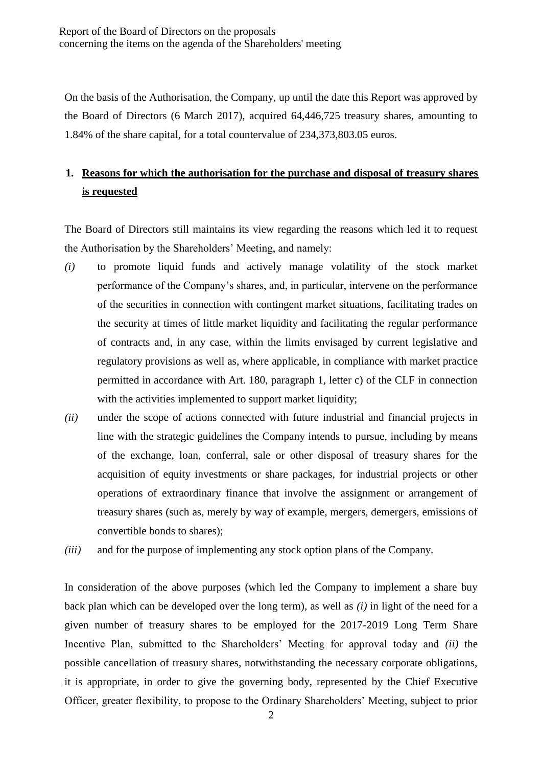On the basis of the Authorisation, the Company, up until the date this Report was approved by the Board of Directors (6 March 2017), acquired 64,446,725 treasury shares, amounting to 1.84% of the share capital, for a total countervalue of 234,373,803.05 euros.

## 1. Reasons for which the authorisation for the purchase and disposal of treasury shares is requested

The Board of Directors still maintains its view regarding the reasons which led it to request the Authorisation by the Shareholders' Meeting, and namely:

*(i)* to promote liquid funds and actively manage volatility of the stock market performance of the Company's shares, and, in particular, intervene on the performance of the securities in connection with contingent market situations, facilitating trades on the security at times of little market liquidity and facilitating the regular performance of contracts and, in any case, within the limits envisaged by current legislative and regulatory provisions as well as, where applicable, in compliance with market practice permitted in accordance with Art. 180, paragraph 1, letter c) of the CLF in connection with the activities implemented to support market liquidity;

*(ii)* under the scope of actions connected with future industrial and financial projects in line with the strategic guidelines the Company intends to pursue, including by means of the exchange, loan, conferral, sale or other disposal of treasury shares for the acquisition of equity investments or share packages, for industrial projects or other operations of extraordinary finance that involve the assignment or arrangement of treasury shares (such as, merely by way of example, mergers, demergers, emissions of convertible bonds to shares);

*(iii)* and for the purpose of implementing any stock option plans of the Company.

In consideration of the above purposes (which led the Company to implement a share buy back plan which can be developed over the long term), as well as *(i)* in light of the need for a given number of treasury shares to be employed for the 2017-2019 Long Term Share Incentive Plan, submitted to the Shareholders' Meeting for approval today and *(ii)* the possible cancellation of treasury shares, notwithstanding the necessary corporate obligations, it is appropriate, in order to give the governing body, represented by the Chief Executive Officer, greater flexibility, to propose to the Ordinary Shareholders' Meeting, subject to prior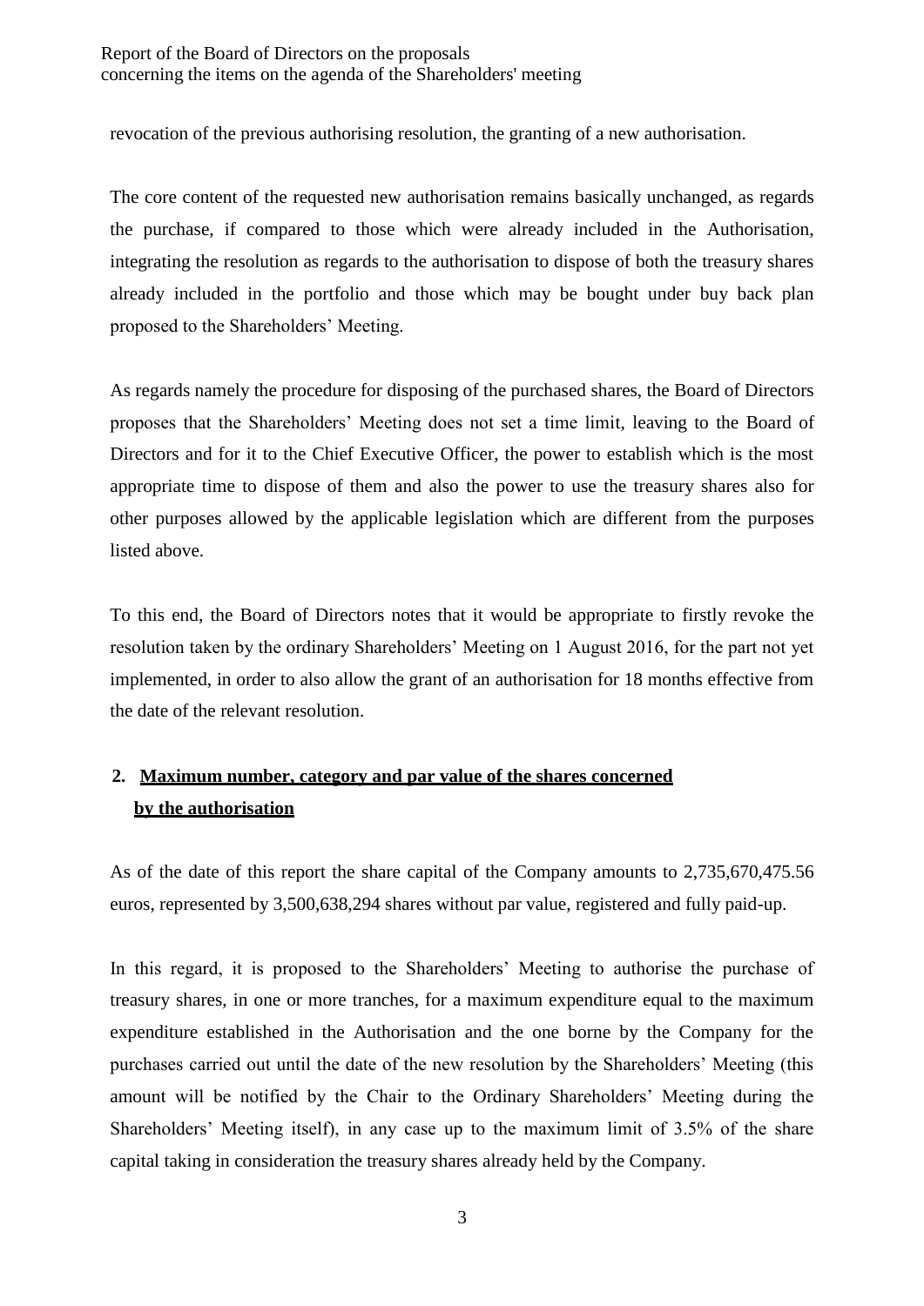revocation of the previous authorising resolution, the granting of a new authorisation.

The core content of the requested new authorisation remains basically unchanged, as regards the purchase, if compared to those which were already included in the Authorisation, integrating the resolution as regards to the authorisation to dispose of both the treasury shares already included in the portfolio and those which may be bought under buy back plan proposed to the Shareholders' Meeting.

As regards namely the procedure for disposing of the purchased shares, the Board of Directors proposes that the Shareholders' Meeting does not set a time limit, leaving to the Board of Directors and for it to the Chief Executive Officer, the power to establish which is the most appropriate time to dispose of them and also the power to use the treasury shares also for other purposes allowed by the applicable legislation which are different from the purposes listed above.

To this end, the Board of Directors notes that it would be appropriate to firstly revoke the resolution taken by the ordinary Shareholders' Meeting on 1 August 2016, for the part not yet implemented, in order to also allow the grant of an authorisation for 18 months effective from the date of the relevant resolution.

## 2. Maximum number, category and par value of the shares concerned by the authorisation

As of the date of this report the share capital of the Company amounts to 2,735,670,475.56 euros, represented by 3,500,638,294 shares without par value, registered and fully paid-up.

In this regard, it is proposed to the Shareholders' Meeting to authorise the purchase of treasury shares, in one or more tranches, for a maximum expenditure equal to the maximum expenditure established in the Authorisation and the one borne by the Company for the purchases carried out until the date of the new resolution by the Shareholders' Meeting (this amount will be notified by the Chair to the Ordinary Shareholders' Meeting during the Shareholders' Meeting itself), in any case up to the maximum limit of 3.5% of the share capital taking in consideration the treasury shares already held by the Company.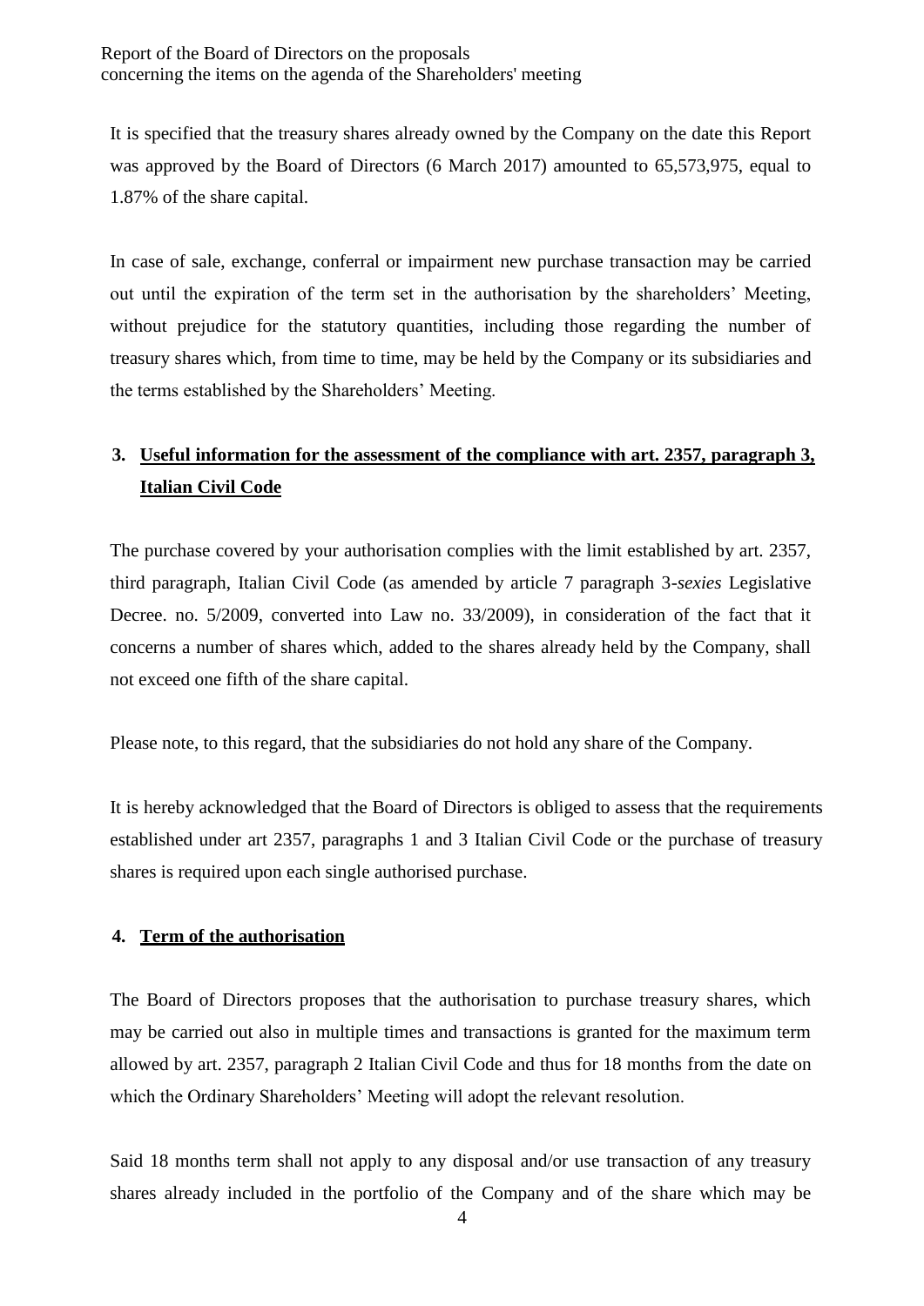It is specified that the treasury shares already owned by the Company on the date this Report was approved by the Board of Directors (6 March 2017) amounted to 65,573,975, equal to 1.87% of the share capital.

In case of sale, exchange, conferral or impairment new purchase transaction may be carried out until the expiration of the term set in the authorisation by the shareholders' Meeting, without prejudice for the statutory quantities, including those regarding the number of treasury shares which, from time to time, may be held by the Company or its subsidiaries and the terms established by the Shareholders' Meeting.

## 3. Useful information for the assessment of the compliance with art. 2357, paragraph 3, Italian Civil Code

The purchase covered by your authorisation complies with the limit established by art. 2357, third paragraph, Italian Civil Code (as amended by article 7 paragraph 3-*sexies* Legislative Decree. no. 5/2009, converted into Law no. 33/2009), in consideration of the fact that it concerns a number of shares which, added to the shares already held by the Company, shall not exceed one fifth of the share capital.

Please note, to this regard, that the subsidiaries do not hold any share of the Company.

It is hereby acknowledged that the Board of Directors is obliged to assess that the requirements established under art 2357, paragraphs 1 and 3 Italian Civil Code or the purchase of treasury shares is required upon each single authorised purchase.

## 4. Term of the authorisation

The Board of Directors proposes that the authorisation to purchase treasury shares, which may be carried out also in multiple times and transactions is granted for the maximum term allowed by art. 2357, paragraph 2 Italian Civil Code and thus for 18 months from the date on which the Ordinary Shareholders' Meeting will adopt the relevant resolution.

Said 18 months term shall not apply to any disposal and/or use transaction of any treasury shares already included in the portfolio of the Company and of the share which may be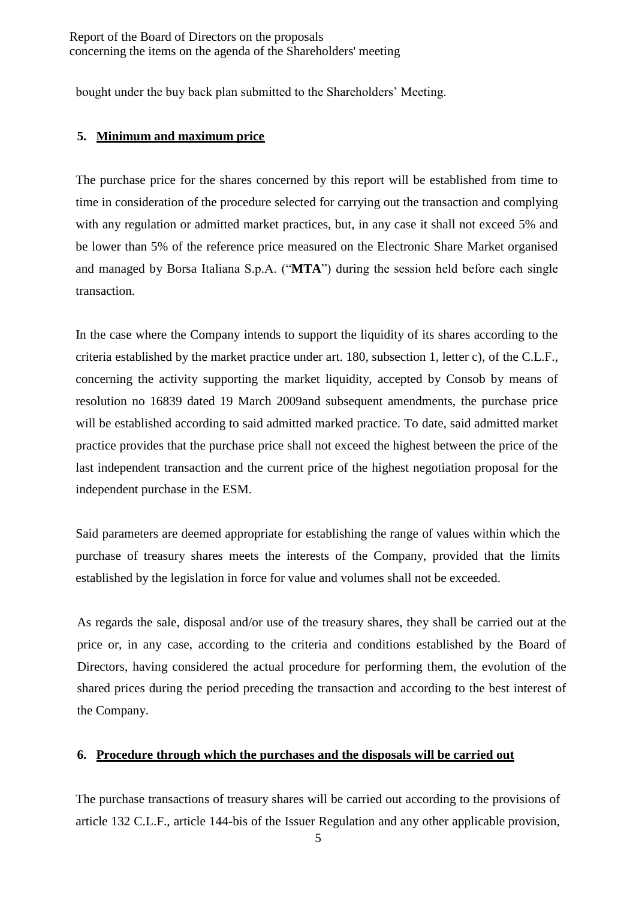bought under the buy back plan submitted to the Shareholders' Meeting.

## 5. Minimum and maximum price

The purchase price for the shares concerned by this report will be established from time to time in consideration of the procedure selected for carrying out the transaction and complying with any regulation or admitted market practices, but, in any case it shall not exceed 5% and be lower than 5% of the reference price measured on the Electronic Share Market organised and managed by Borsa Italiana S.p.A. ("**MTA**") during the session held before each single transaction.

In the case where the Company intends to support the liquidity of its shares according to the criteria established by the market practice under art. 180, subsection 1, letter c), of the C.L.F., concerning the activity supporting the market liquidity, accepted by Consob by means of resolution no 16839 dated 19 March 2009and subsequent amendments, the purchase price will be established according to said admitted marked practice. To date, said admitted market practice provides that the purchase price shall not exceed the highest between the price of the last independent transaction and the current price of the highest negotiation proposal for the independent purchase in the ESM.

Said parameters are deemed appropriate for establishing the range of values within which the purchase of treasury shares meets the interests of the Company, provided that the limits established by the legislation in force for value and volumes shall not be exceeded.

As regards the sale, disposal and/or use of the treasury shares, they shall be carried out at the price or, in any case, according to the criteria and conditions established by the Board of Directors, having considered the actual procedure for performing them, the evolution of the shared prices during the period preceding the transaction and according to the best interest of the Company.

## 6. Procedure through which the purchases and the disposals will be carried out

The purchase transactions of treasury shares will be carried out according to the provisions of article 132 C.L.F., article 144-bis of the Issuer Regulation and any other applicable provision,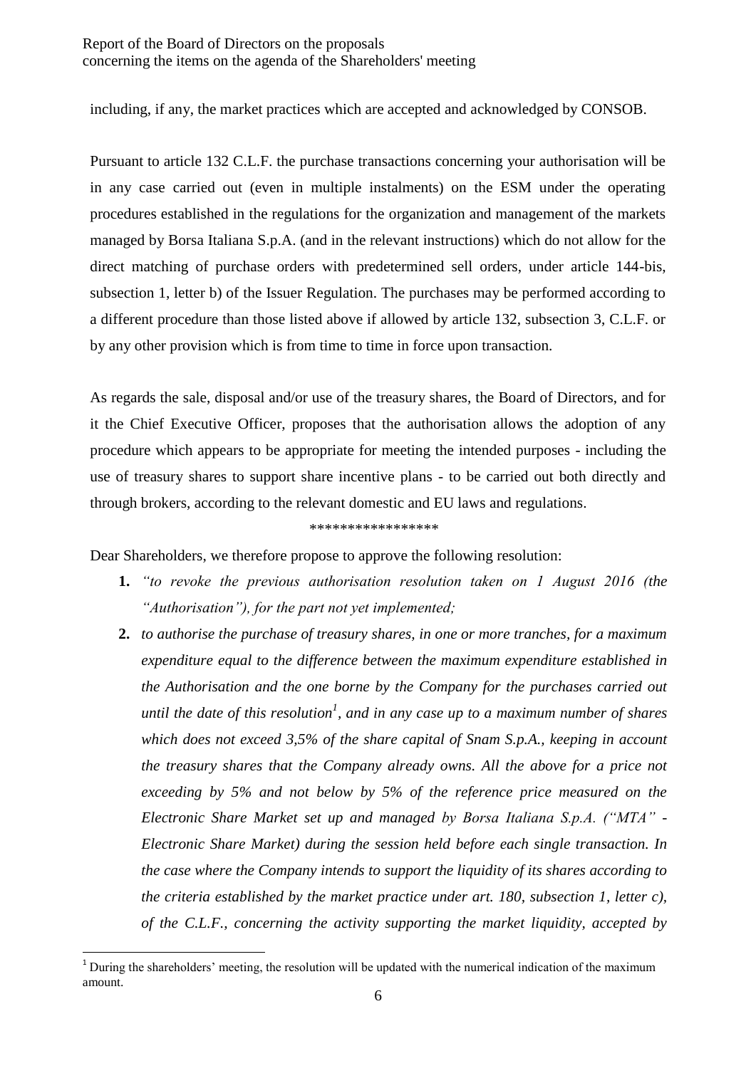including, if any, the market practices which are accepted and acknowledged by CONSOB.

Pursuant to article 132 C.L.F. the purchase transactions concerning your authorisation will be in any case carried out (even in multiple instalments) on the ESM under the operating procedures established in the regulations for the organization and management of the markets managed by Borsa Italiana S.p.A. (and in the relevant instructions) which do not allow for the direct matching of purchase orders with predetermined sell orders, under article 144-bis, subsection 1, letter b) of the Issuer Regulation. The purchases may be performed according to a different procedure than those listed above if allowed by article 132, subsection 3, C.L.F. or by any other provision which is from time to time in force upon transaction.

As regards the sale, disposal and/or use of the treasury shares, the Board of Directors, and for it the Chief Executive Officer, proposes that the authorisation allows the adoption of any procedure which appears to be appropriate for meeting the intended purposes - including the use of treasury shares to support share incentive plans - to be carried out both directly and through brokers, according to the relevant domestic and EU laws and regulations.

\*\*\*\*\*\*\*\*\*\*\*\*\*\*\*\*\*

Dear Shareholders, we therefore propose to approve the following resolution:

1. *"to revoke the previous authorisation resolution taken on 1 August 2016 (the "Authorisation"), for the part not yet implemented;*
2. *to authorise the purchase of treasury shares, in one or more tranches, for a maximum expenditure equal to the difference between the maximum expenditure established in the Authorisation and the one borne by the Company for the purchases carried out until the date of this resolution[1], and in any case up to a maximum number of shares which does not exceed 3,5% of the share capital of Snam S.p.A., keeping in account the treasury shares that the Company already owns. All the above for a price not exceeding by 5% and not below by 5% of the reference price measured on the Electronic Share Market set up and managed by Borsa Italiana S.p.A. ("MTA" - Electronic Share Market) during the session held before each single transaction. In the case where the Company intends to support the liquidity of its shares according to the criteria established by the market practice under art. 180, subsection 1, letter c), of the C.L.F., concerning the activity supporting the market liquidity, accepted by*

[1] During the shareholders' meeting, the resolution will be updated with the numerical indication of the maximum amount.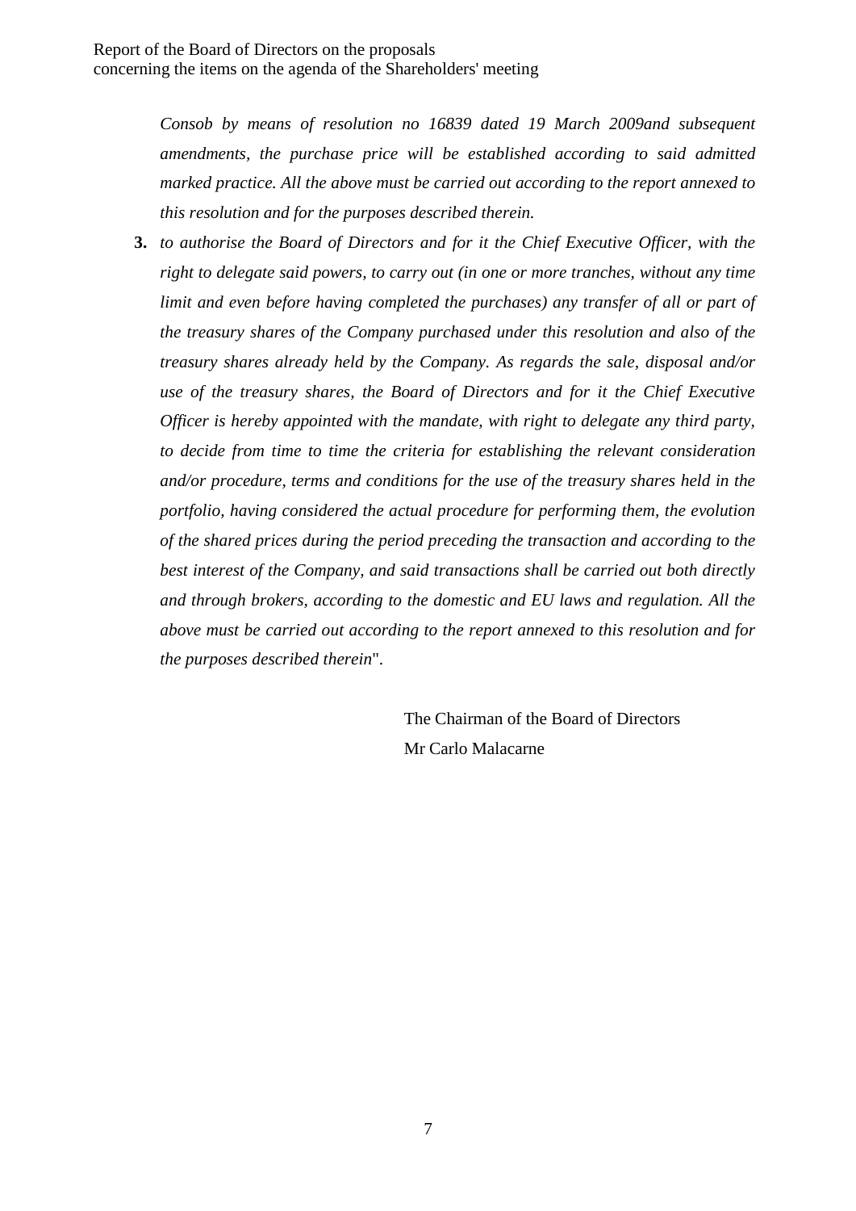*Consob by means of resolution no 16839 dated 19 March 2009and subsequent amendments, the purchase price will be established according to said admitted marked practice. All the above must be carried out according to the report annexed to this resolution and for the purposes described therein.*

**3.** *to authorise the Board of Directors and for it the Chief Executive Officer, with the right to delegate said powers, to carry out (in one or more tranches, without any time limit and even before having completed the purchases) any transfer of all or part of the treasury shares of the Company purchased under this resolution and also of the treasury shares already held by the Company. As regards the sale, disposal and/or use of the treasury shares, the Board of Directors and for it the Chief Executive Officer is hereby appointed with the mandate, with right to delegate any third party, to decide from time to time the criteria for establishing the relevant consideration and/or procedure, terms and conditions for the use of the treasury shares held in the portfolio, having considered the actual procedure for performing them, the evolution of the shared prices during the period preceding the transaction and according to the best interest of the Company, and said transactions shall be carried out both directly and through brokers, according to the domestic and EU laws and regulation. All the above must be carried out according to the report annexed to this resolution and for the purposes described therein*".

The Chairman of the Board of Directors
Mr Carlo Malacarne